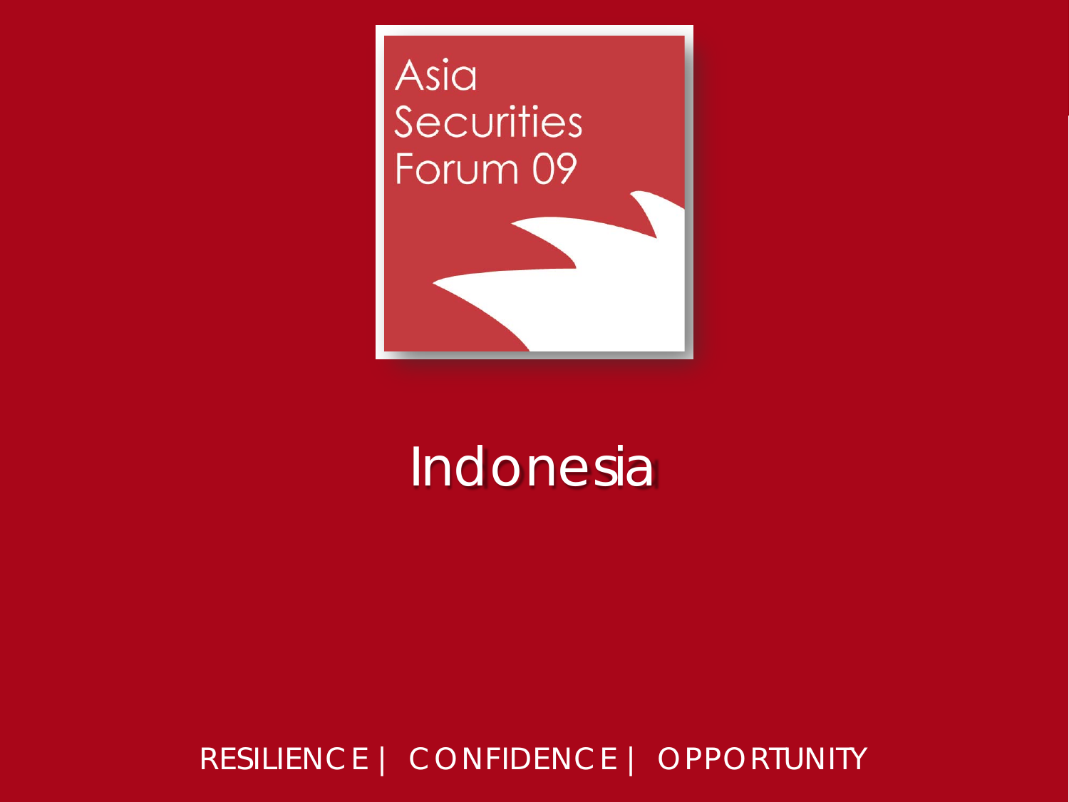Asia Securities Forum 09

# Indonesia

RESILIENCE | CONFIDENCE | OPPORTUNITY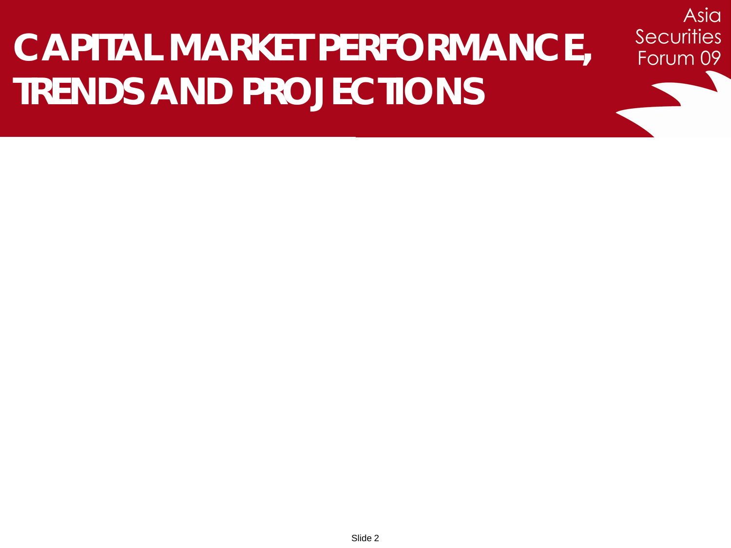# CAPITAL MARKET PERFORMANCE, TRENDS AND PROJECTIONS

Asia Securities Forum 09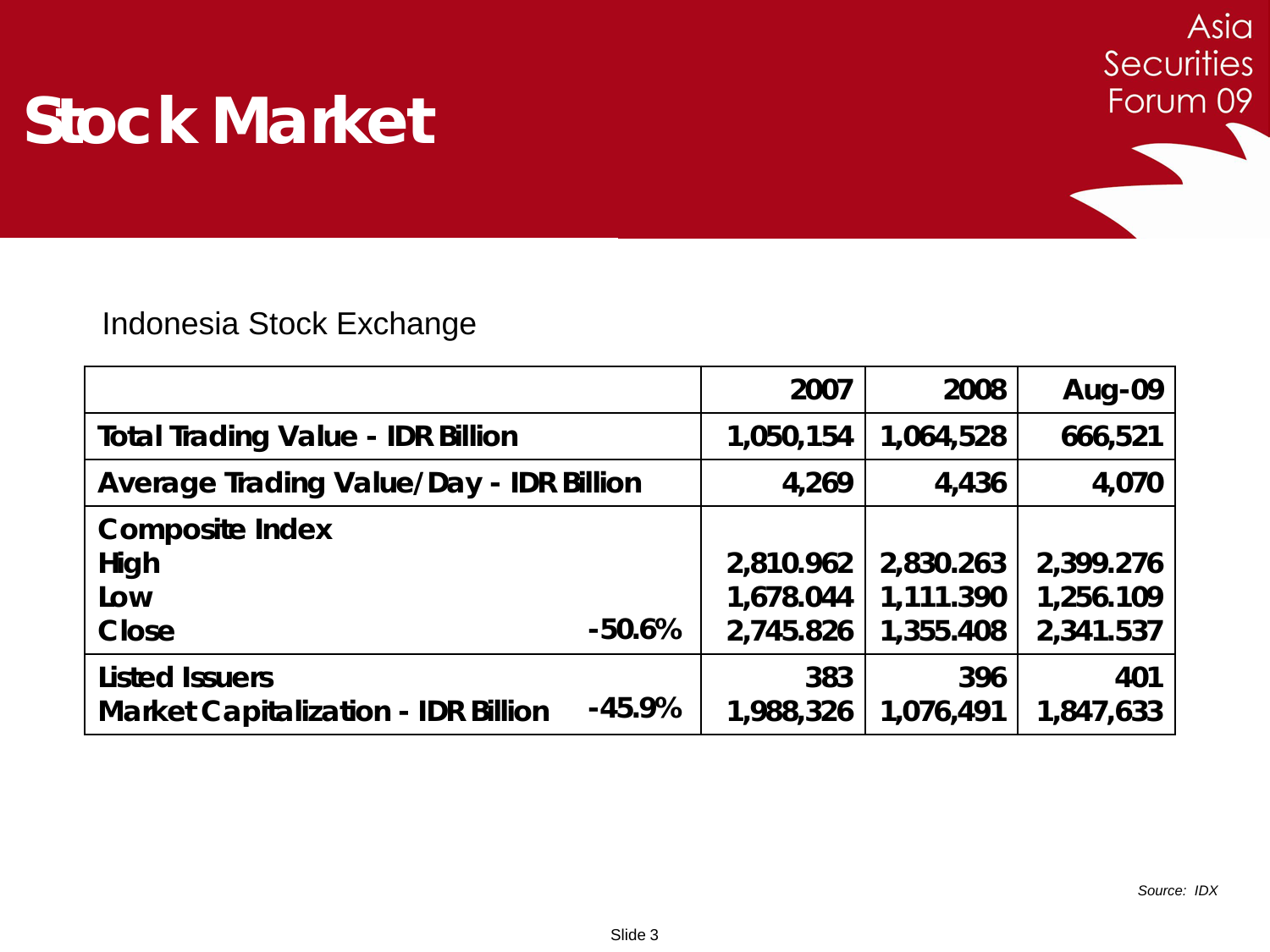# Stock Market

Indonesia Stock Exchange

| | | 2007 | 2008 | Aug-09 |
|---|---|---|---|---|
| **Total Trading Value - IDR Billion** | | 1,050,154 | 1,064,528 | 666,521 |
| **Average Trading Value/Day - IDR Billion** | | 4,269 | 4,436 | 4,070 |
| **Composite Index** | | | | |
| **High** | | 2,810.962 | 2,830.263 | 2,399.276 |
| **Low** | | 1,678.044 | 1,111.390 | 1,256.109 |
| **Close** | -50.6% | 2,745.826 | 1,355.408 | 2,341.537 |
| **Listed Issuers** | | 383 | 396 | 401 |
| **Market Capitalization - IDR Billion** | -45.9% | 1,988,326 | 1,076,491 | 1,847,633 |

*Source: IDX*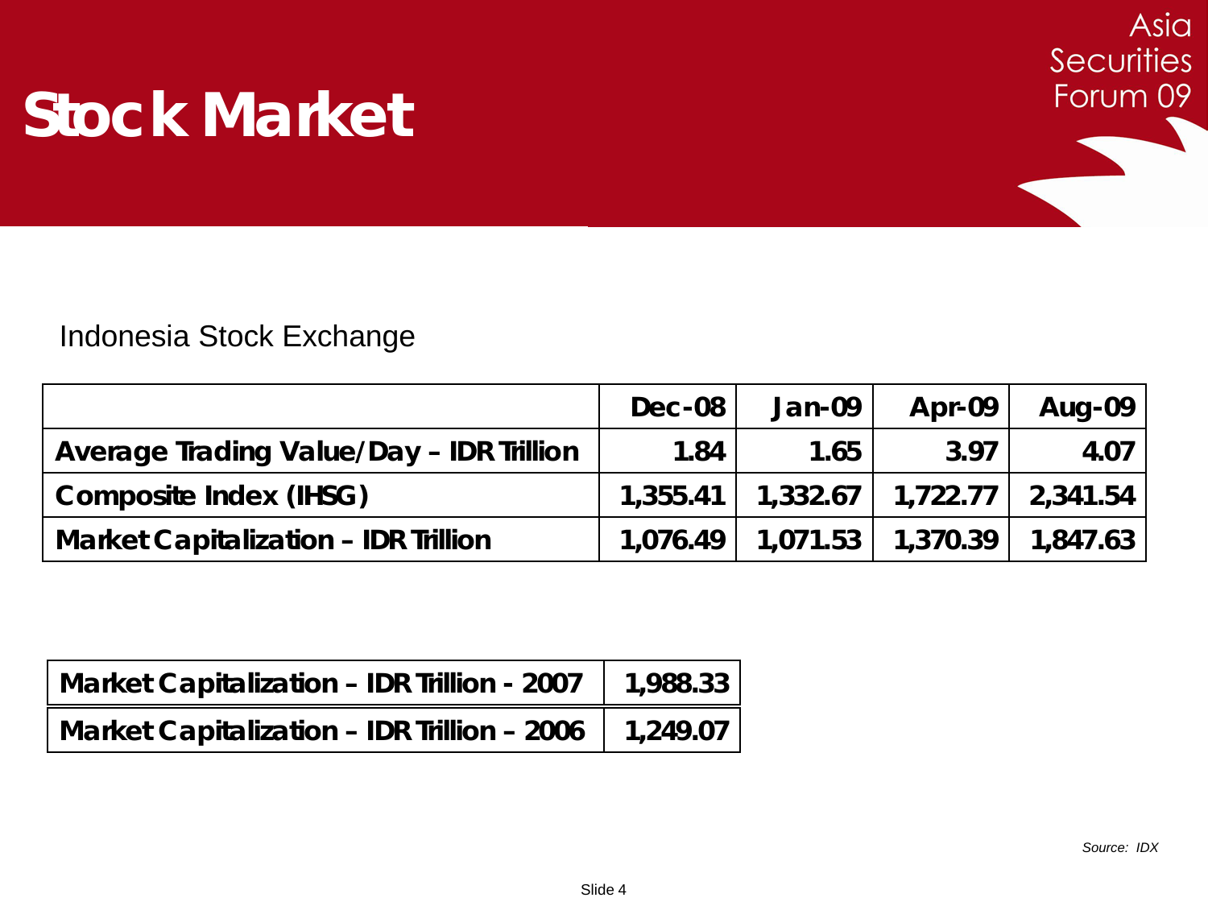# Stock Market

Indonesia Stock Exchange

| | Dec-08 | Jan-09 | Apr-09 | Aug-09 |
|---|---|---|---|---|
| Average Trading Value/Day – IDR Trillion | 1.84 | 1.65 | 3.97 | 4.07 |
| Composite Index (IHSG) | 1,355.41 | 1,332.67 | 1,722.77 | 2,341.54 |
| Market Capitalization – IDR Trillion | 1,076.49 | 1,071.53 | 1,370.39 | 1,847.63 |

| | |
|---|---|
| Market Capitalization – IDR Trillion - 2007 | 1,988.33 |
| Market Capitalization – IDR Trillion – 2006 | 1,249.07 |

*Source: IDX*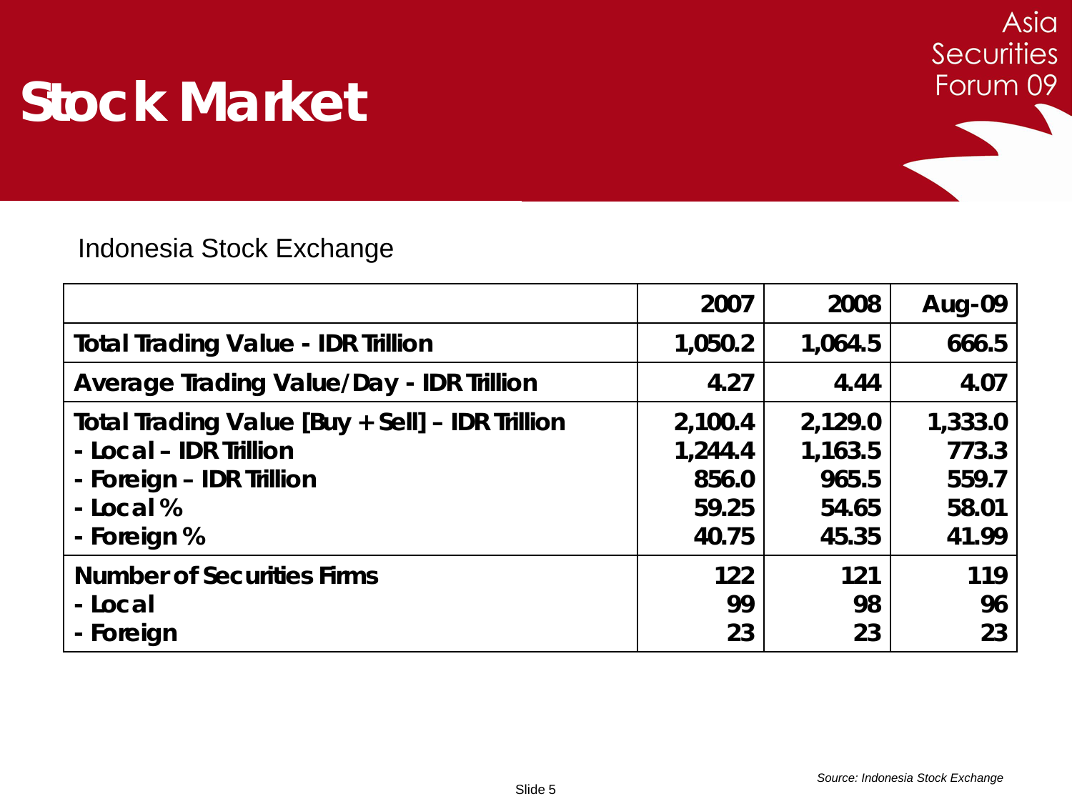# Stock Market

Indonesia Stock Exchange

| | 2007 | 2008 | Aug-09 |
|---|---|---|---|
| **Total Trading Value - IDR Trillion** | **1,050.2** | **1,064.5** | **666.5** |
| **Average Trading Value/Day - IDR Trillion** | **4.27** | **4.44** | **4.07** |
| **Total Trading Value [Buy + Sell] – IDR Trillion** | **2,100.4** | **2,129.0** | **1,333.0** |
| **- Local – IDR Trillion** | **1,244.4** | **1,163.5** | **773.3** |
| **- Foreign – IDR Trillion** | **856.0** | **965.5** | **559.7** |
| **- Local %** | **59.25** | **54.65** | **58.01** |
| **- Foreign %** | **40.75** | **45.35** | **41.99** |
| **Number of Securities Firms** | **122** | **121** | **119** |
| **- Local** | **99** | **98** | **96** |
| **- Foreign** | **23** | **23** | **23** |

*Source: Indonesia Stock Exchange*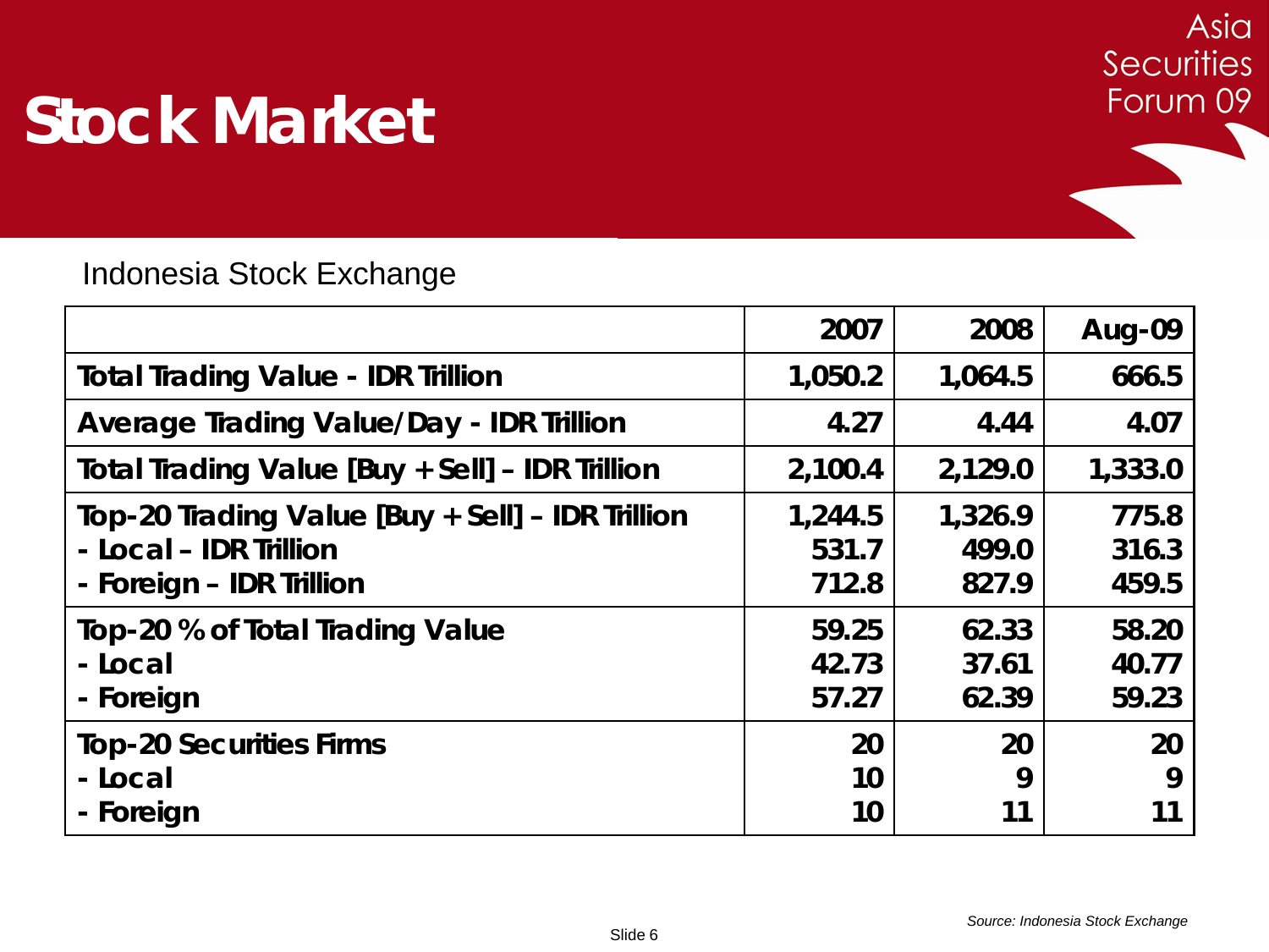# Stock Market

Indonesia Stock Exchange

| | 2007 | 2008 | Aug-09 |
|---|---|---|---|
| **Total Trading Value - IDR Trillion** | **1,050.2** | **1,064.5** | **666.5** |
| **Average Trading Value/Day - IDR Trillion** | **4.27** | **4.44** | **4.07** |
| **Total Trading Value [Buy + Sell] – IDR Trillion** | **2,100.4** | **2,129.0** | **1,333.0** |
| **Top-20 Trading Value [Buy + Sell] – IDR Trillion** | **1,244.5** | **1,326.9** | **775.8** |
| **- Local – IDR Trillion** | **531.7** | **499.0** | **316.3** |
| **- Foreign – IDR Trillion** | **712.8** | **827.9** | **459.5** |
| **Top-20 % of Total Trading Value** | **59.25** | **62.33** | **58.20** |
| **- Local** | **42.73** | **37.61** | **40.77** |
| **- Foreign** | **57.27** | **62.39** | **59.23** |
| **Top-20 Securities Firms** | **20** | **20** | **20** |
| **- Local** | **10** | **9** | **9** |
| **- Foreign** | **10** | **11** | **11** |

*Source: Indonesia Stock Exchange*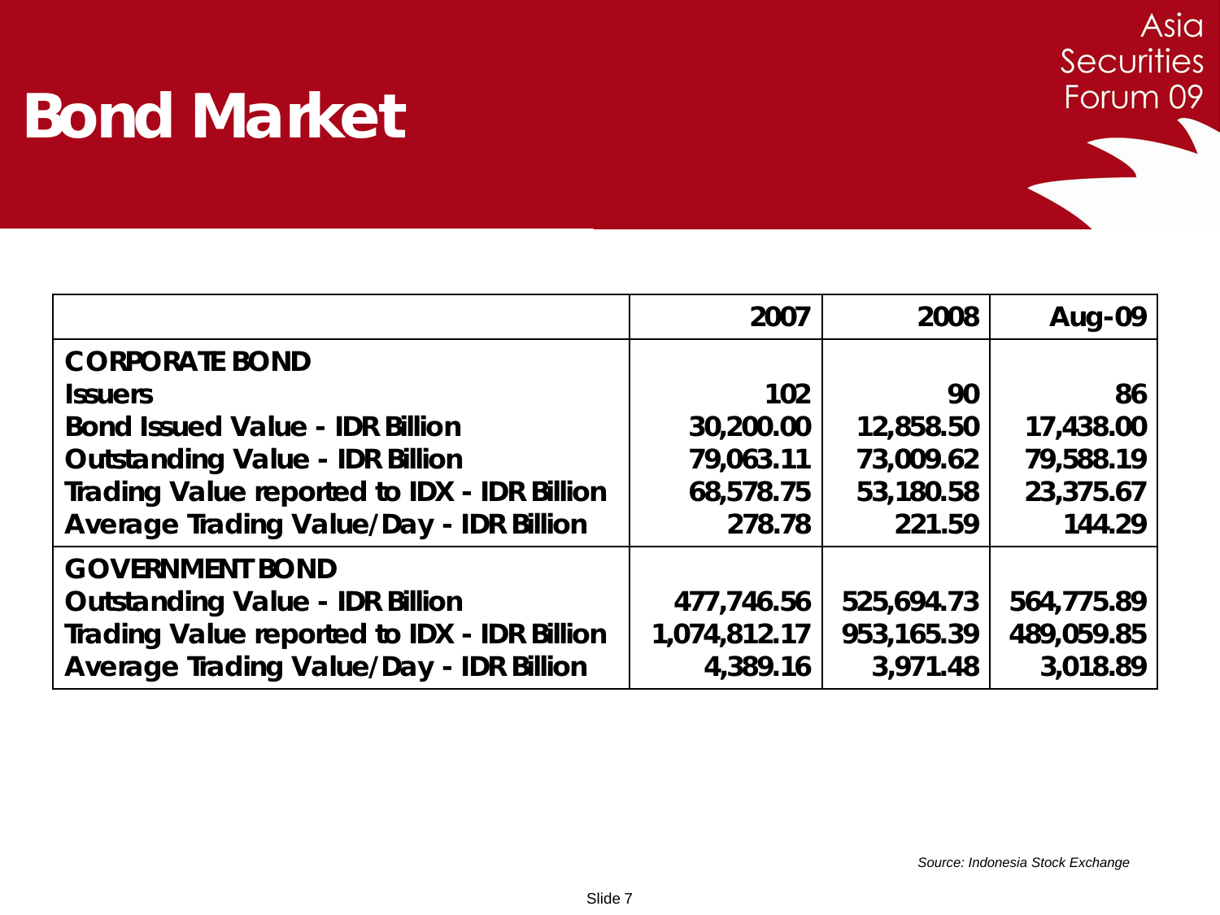# Bond Market

| | 2007 | 2008 | Aug-09 |
|---|---|---|---|
| **CORPORATE BOND** | | | |
| **Issuers** | **102** | **90** | **86** |
| **Bond Issued Value - IDR Billion** | **30,200.00** | **12,858.50** | **17,438.00** |
| **Outstanding Value - IDR Billion** | **79,063.11** | **73,009.62** | **79,588.19** |
| **Trading Value reported to IDX - IDR Billion** | **68,578.75** | **53,180.58** | **23,375.67** |
| **Average Trading Value/Day - IDR Billion** | **278.78** | **221.59** | **144.29** |
| **GOVERNMENT BOND** | | | |
| **Outstanding Value - IDR Billion** | **477,746.56** | **525,694.73** | **564,775.89** |
| **Trading Value reported to IDX - IDR Billion** | **1,074,812.17** | **953,165.39** | **489,059.85** |
| **Average Trading Value/Day - IDR Billion** | **4,389.16** | **3,971.48** | **3,018.89** |

*Source: Indonesia Stock Exchange*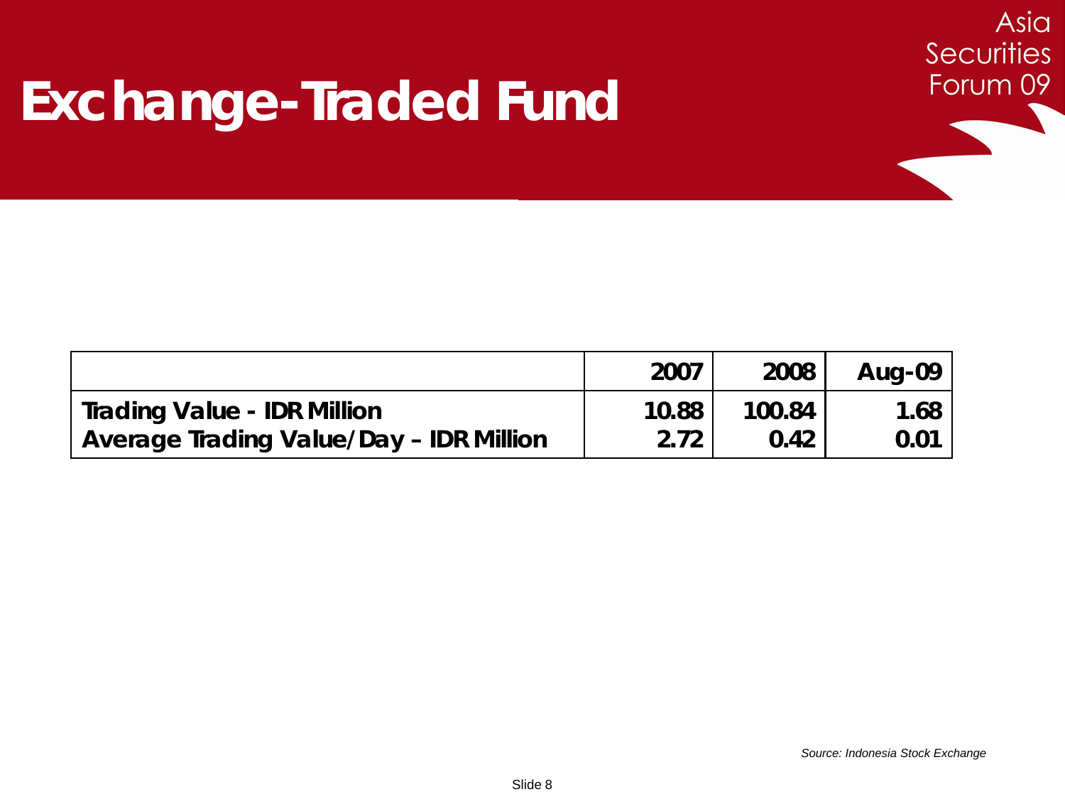# Exchange-Traded Fund

| | 2007 | 2008 | Aug-09 |
|---|---|---|---|
| Trading Value - IDR Million | 10.88 | 100.84 | 1.68 |
| Average Trading Value/Day – IDR Million | 2.72 | 0.42 | 0.01 |

*Source: Indonesia Stock Exchange*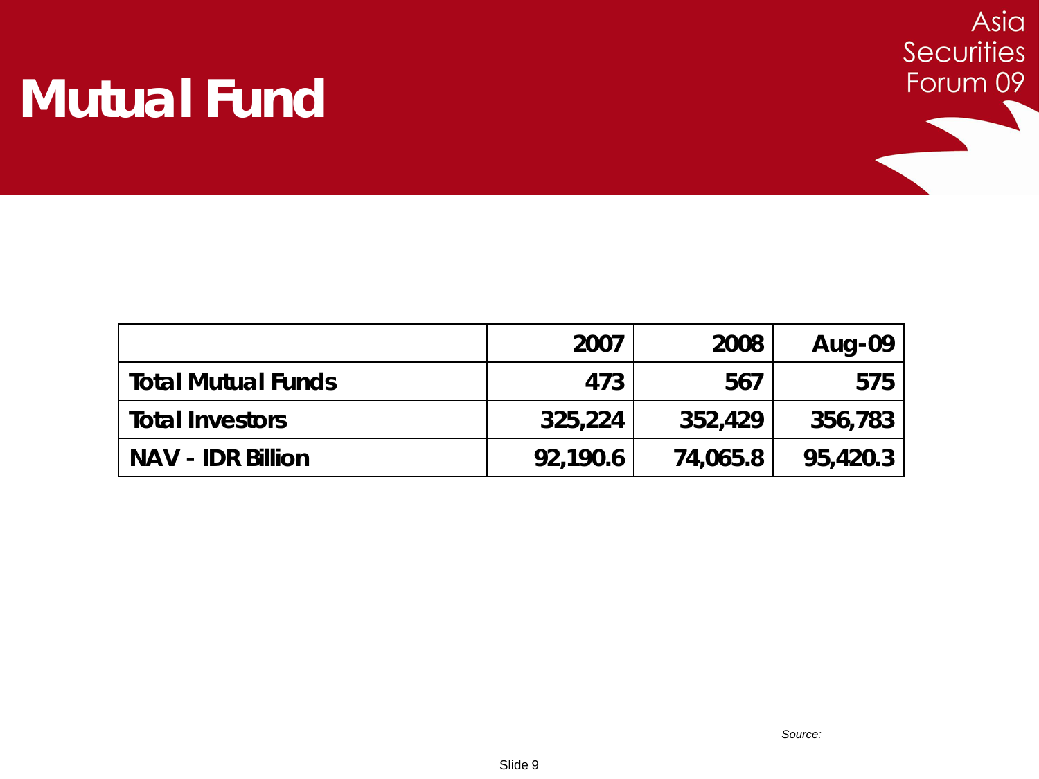# Mutual Fund

| | 2007 | 2008 | Aug-09 |
|---|---|---|---|
| **Total Mutual Funds** | 473 | 567 | 575 |
| **Total Investors** | 325,224 | 352,429 | 356,783 |
| **NAV - IDR Billion** | 92,190.6 | 74,065.8 | 95,420.3 |

*Source:*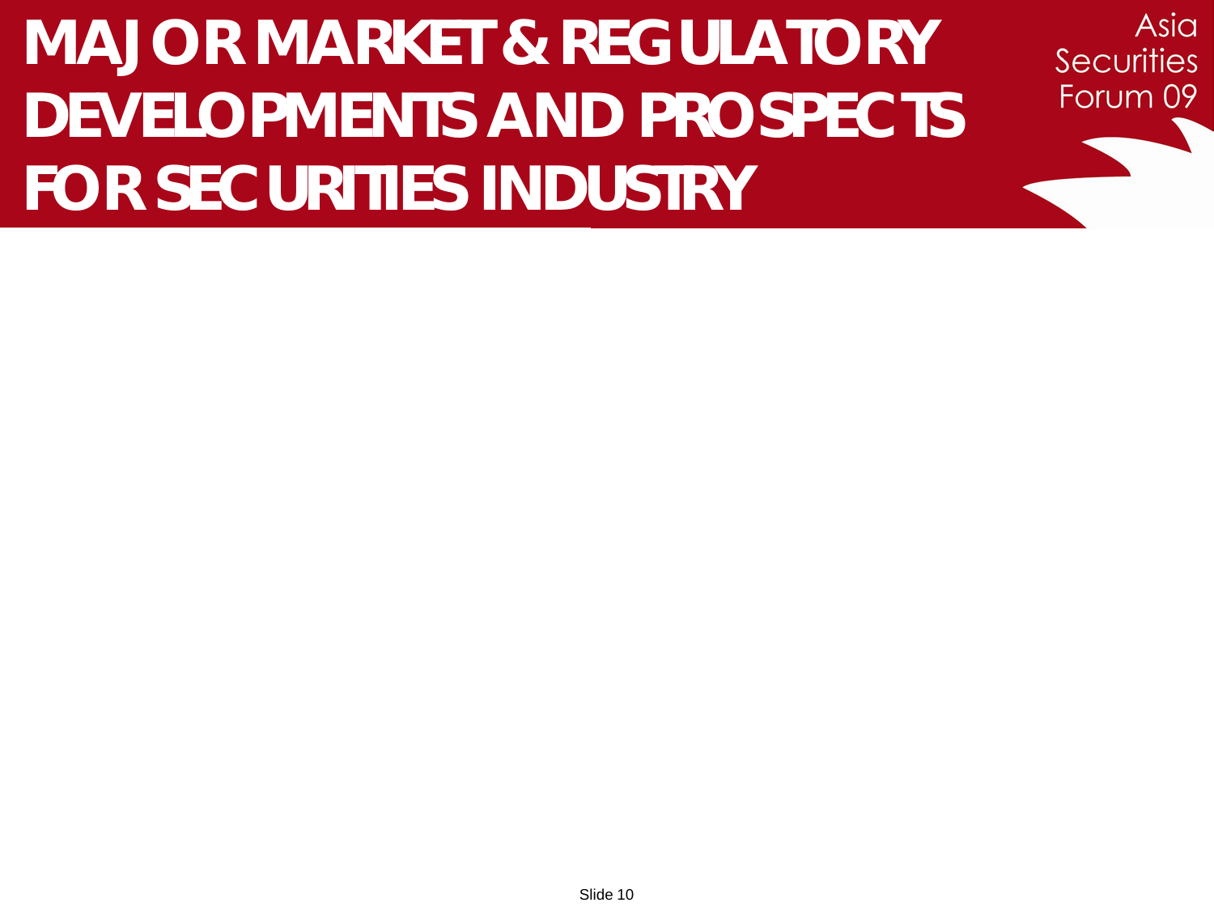# MAJOR MARKET & REGULATORY DEVELOPMENTS AND PROSPECTS FOR SECURITIES INDUSTRY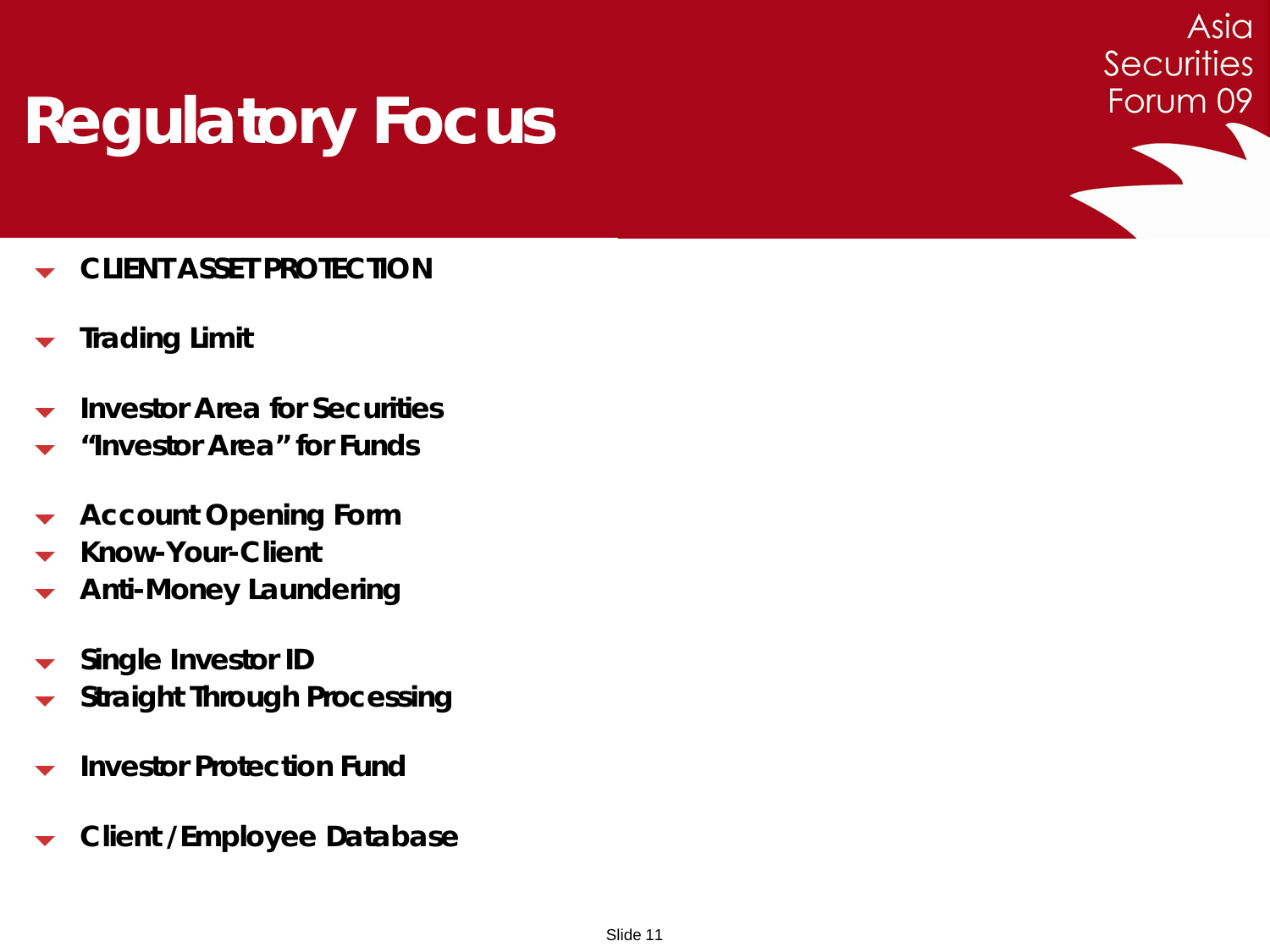# Regulatory Focus

- **CLIENT ASSET PROTECTION**

- **Trading Limit**

- **Investor Area for Securities**
- **“Investor Area” for Funds**

- **Account Opening Form**
- **Know-Your-Client**
- **Anti-Money Laundering**

- **Single Investor ID**
- **Straight Through Processing**

- **Investor Protection Fund**

- **Client /Employee Database**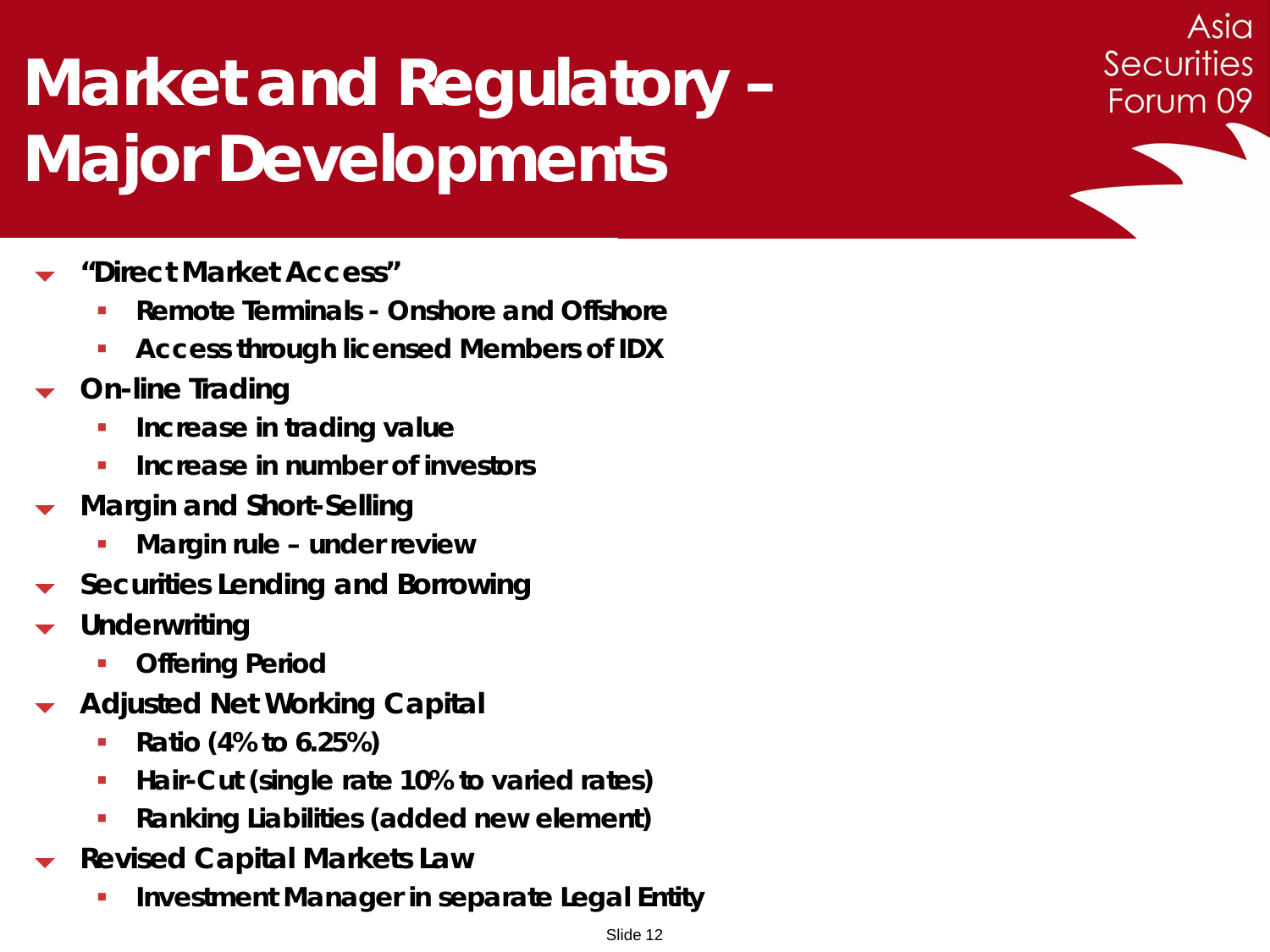# Market and Regulatory – Major Developments

- "Direct Market Access"
  - Remote Terminals - Onshore and Offshore
  - Access through licensed Members of IDX
- On-line Trading
  - Increase in trading value
  - Increase in number of investors
- Margin and Short-Selling
  - Margin rule – under review
- Securities Lending and Borrowing
- Underwriting
  - Offering Period
- Adjusted Net Working Capital
  - Ratio (4% to 6.25%)
  - Hair-Cut (single rate 10% to varied rates)
  - Ranking Liabilities (added new element)
- Revised Capital Markets Law
  - Investment Manager in separate Legal Entity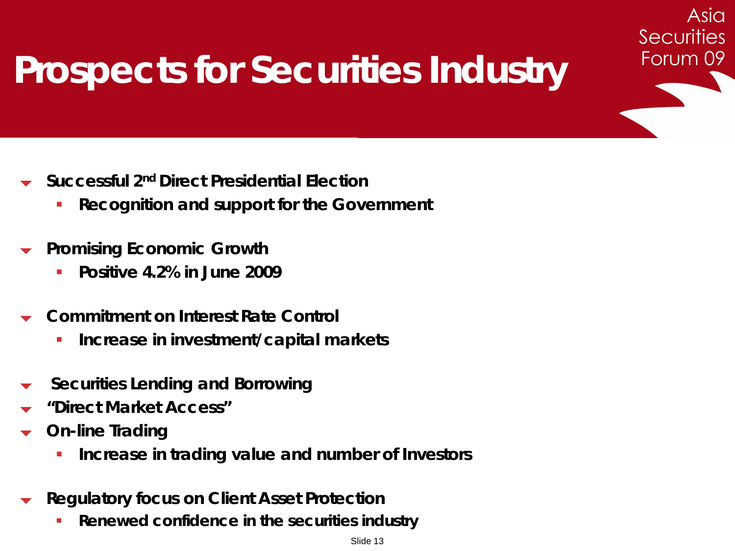# Prospects for Securities Industry

- Successful 2nd Direct Presidential Election
  - Recognition and support for the Government
- Promising Economic Growth
  - Positive 4.2% in June 2009
- Commitment on Interest Rate Control
  - Increase in investment/capital markets
- Securities Lending and Borrowing
- "Direct Market Access"
- On-line Trading
  - Increase in trading value and number of Investors
- Regulatory focus on Client Asset Protection
  - Renewed confidence in the securities industry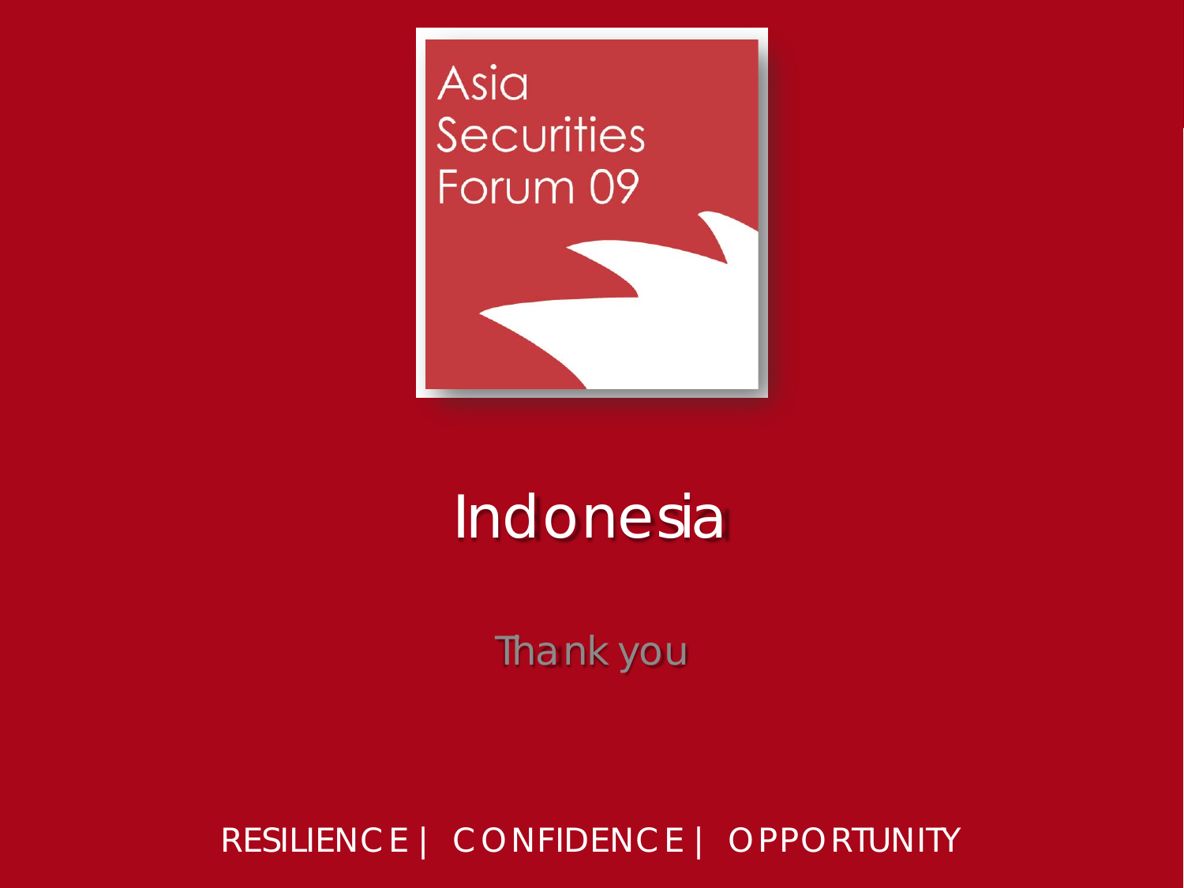Asia Securities Forum 09

# Indonesia

Thank you

RESILIENCE | CONFIDENCE | OPPORTUNITY